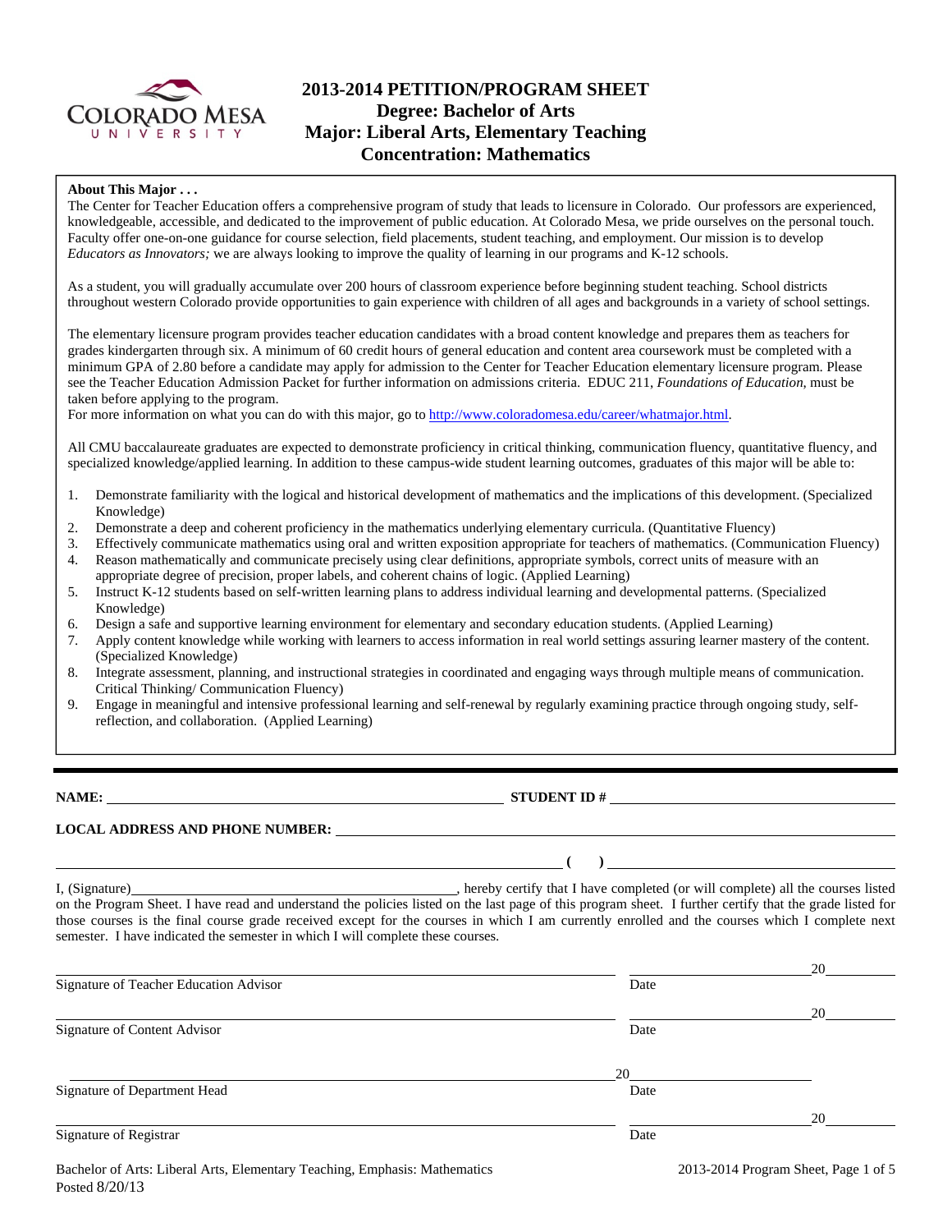# 2013-2014 PETITION/PROGRAM SHEET
## Degree: Bachelor of Arts
## Major: Liberal Arts, Elementary Teaching
## Concentration: Mathematics

**About This Major . . .**

The Center for Teacher Education offers a comprehensive program of study that leads to licensure in Colorado. Our professors are experienced, knowledgeable, accessible, and dedicated to the improvement of public education. At Colorado Mesa, we pride ourselves on the personal touch. Faculty offer one-on-one guidance for course selection, field placements, student teaching, and employment. Our mission is to develop *Educators as Innovators;* we are always looking to improve the quality of learning in our programs and K-12 schools.

As a student, you will gradually accumulate over 200 hours of classroom experience before beginning student teaching. School districts throughout western Colorado provide opportunities to gain experience with children of all ages and backgrounds in a variety of school settings.

The elementary licensure program provides teacher education candidates with a broad content knowledge and prepares them as teachers for grades kindergarten through six. A minimum of 60 credit hours of general education and content area coursework must be completed with a minimum GPA of 2.80 before a candidate may apply for admission to the Center for Teacher Education elementary licensure program. Please see the Teacher Education Admission Packet for further information on admissions criteria. EDUC 211, *Foundations of Education,* must be taken before applying to the program.
For more information on what you can do with this major, go to http://www.coloradomesa.edu/career/whatmajor.html.

All CMU baccalaureate graduates are expected to demonstrate proficiency in critical thinking, communication fluency, quantitative fluency, and specialized knowledge/applied learning. In addition to these campus-wide student learning outcomes, graduates of this major will be able to:

1. Demonstrate familiarity with the logical and historical development of mathematics and the implications of this development. (Specialized Knowledge)
2. Demonstrate a deep and coherent proficiency in the mathematics underlying elementary curricula. (Quantitative Fluency)
3. Effectively communicate mathematics using oral and written exposition appropriate for teachers of mathematics. (Communication Fluency)
4. Reason mathematically and communicate precisely using clear definitions, appropriate symbols, correct units of measure with an appropriate degree of precision, proper labels, and coherent chains of logic. (Applied Learning)
5. Instruct K-12 students based on self-written learning plans to address individual learning and developmental patterns. (Specialized Knowledge)
6. Design a safe and supportive learning environment for elementary and secondary education students. (Applied Learning)
7. Apply content knowledge while working with learners to access information in real world settings assuring learner mastery of the content. (Specialized Knowledge)
8. Integrate assessment, planning, and instructional strategies in coordinated and engaging ways through multiple means of communication. Critical Thinking/ Communication Fluency)
9. Engage in meaningful and intensive professional learning and self-renewal by regularly examining practice through ongoing study, self-reflection, and collaboration. (Applied Learning)

---

**NAME:** ______________________ **STUDENT ID #** ______________________

**LOCAL ADDRESS AND PHONE NUMBER:** ______________________

______________________ **( )** ______________________

I, (Signature)______________________, hereby certify that I have completed (or will complete) all the courses listed on the Program Sheet. I have read and understand the policies listed on the last page of this program sheet. I further certify that the grade listed for those courses is the final course grade received except for the courses in which I am currently enrolled and the courses which I complete next semester. I have indicated the semester in which I will complete these courses.

______________________ Signature of Teacher Education Advisor — Date ______________ 20______

______________________ Signature of Content Advisor — Date ______________ 20______

______________________ Signature of Department Head — Date 20______________

______________________ Signature of Registrar — Date ______________ 20______

Bachelor of Arts: Liberal Arts, Elementary Teaching, Emphasis: Mathematics
Posted 8/20/13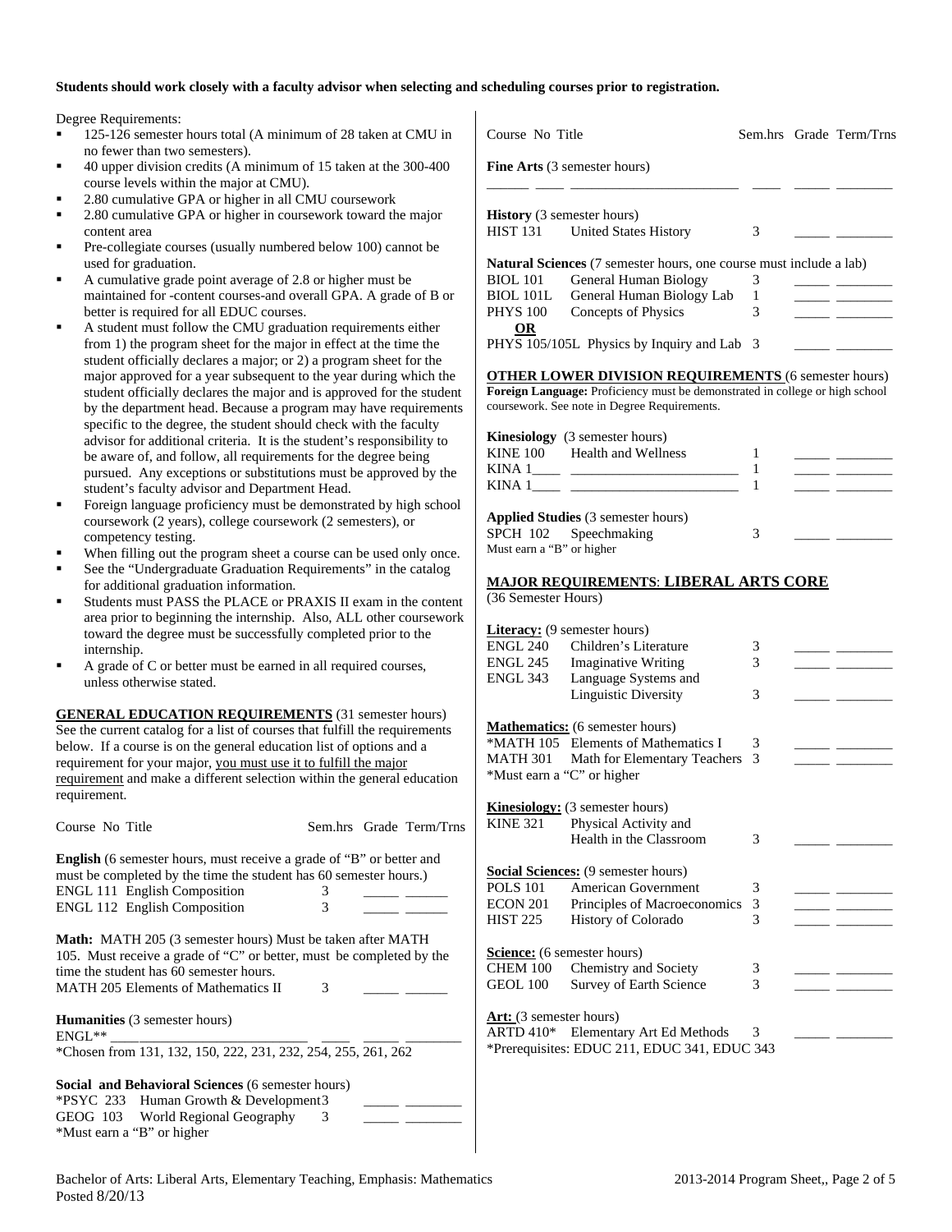**Students should work closely with a faculty advisor when selecting and scheduling courses prior to registration.**

Degree Requirements:

- 125-126 semester hours total (A minimum of 28 taken at CMU in no fewer than two semesters).
- 40 upper division credits (A minimum of 15 taken at the 300-400 course levels within the major at CMU).
- 2.80 cumulative GPA or higher in all CMU coursework
- 2.80 cumulative GPA or higher in coursework toward the major content area
- Pre-collegiate courses (usually numbered below 100) cannot be used for graduation.
- A cumulative grade point average of 2.8 or higher must be maintained for -content courses-and overall GPA. A grade of B or better is required for all EDUC courses.
- A student must follow the CMU graduation requirements either from 1) the program sheet for the major in effect at the time the student officially declares a major; or 2) a program sheet for the major approved for a year subsequent to the year during which the student officially declares the major and is approved for the student by the department head. Because a program may have requirements specific to the degree, the student should check with the faculty advisor for additional criteria. It is the student's responsibility to be aware of, and follow, all requirements for the degree being pursued. Any exceptions or substitutions must be approved by the student's faculty advisor and Department Head.
- Foreign language proficiency must be demonstrated by high school coursework (2 years), college coursework (2 semesters), or competency testing.
- When filling out the program sheet a course can be used only once.
- See the "Undergraduate Graduation Requirements" in the catalog for additional graduation information.
- Students must PASS the PLACE or PRAXIS II exam in the content area prior to beginning the internship. Also, ALL other coursework toward the degree must be successfully completed prior to the internship.
- A grade of C or better must be earned in all required courses, unless otherwise stated.

**GENERAL EDUCATION REQUIREMENTS** (31 semester hours) See the current catalog for a list of courses that fulfill the requirements below. If a course is on the general education list of options and a requirement for your major, you must use it to fulfill the major requirement and make a different selection within the general education requirement.

| Course No | Title | Sem.hrs | Grade | Term/Trns |
|---|---|---|---|---|
| **English** (6 semester hours, must receive a grade of "B" or better and must be completed by the time the student has 60 semester hours.) | | | | |
| ENGL 111 | English Composition | 3 | _____ | ______ |
| ENGL 112 | English Composition | 3 | _____ | ______ |
| **Math:** MATH 205 (3 semester hours) Must be taken after MATH 105. Must receive a grade of "C" or better, must be completed by the time the student has 60 semester hours. | | | | |
| MATH 205 | Elements of Mathematics II | 3 | _____ | ______ |
| **Humanities** (3 semester hours) | | | | |
| ENGL** | ____________________________ | ____ | _____ | ________ |
| *Chosen from 131, 132, 150, 222, 231, 232, 254, 255, 261, 262 | | | | |
| **Social and Behavioral Sciences** (6 semester hours) | | | | |
| *PSYC 233 | Human Growth & Development | 3 | _____ | ________ |
| GEOG 103 | World Regional Geography | 3 | _____ | ________ |
| *Must earn a "B" or higher | | | | |

| Course No | Title | Sem.hrs | Grade | Term/Trns |
|---|---|---|---|---|
| **Fine Arts** (3 semester hours) | | | | |
| ______ ____ | ________________________ | ____ | _____ | ________ |
| **History** (3 semester hours) | | | | |
| HIST 131 | United States History | 3 | _____ | ________ |
| **Natural Sciences** (7 semester hours, one course must include a lab) | | | | |
| BIOL 101 | General Human Biology | 3 | _____ | ________ |
| BIOL 101L | General Human Biology Lab | 1 | _____ | ________ |
| PHYS 100 | Concepts of Physics | 3 | _____ | ________ |
| **OR** | | | | |
| PHYS 105/105L | Physics by Inquiry and Lab | 3 | _____ | ________ |

**OTHER LOWER DIVISION REQUIREMENTS** (6 semester hours)
**Foreign Language:** Proficiency must be demonstrated in college or high school coursework. See note in Degree Requirements.

| Course No | Title | Sem.hrs | Grade | Term/Trns |
|---|---|---|---|---|
| **Kinesiology** (3 semester hours) | | | | |
| KINE 100 | Health and Wellness | 1 | _____ | ________ |
| KINA 1____ | ________________________ | 1 | _____ | ________ |
| KINA 1____ | ________________________ | 1 | _____ | ________ |
| **Applied Studies** (3 semester hours) | | | | |
| SPCH 102 | Speechmaking | 3 | _____ | ________ |
| Must earn a "B" or higher | | | | |

**MAJOR REQUIREMENTS**: **LIBERAL ARTS CORE**
(36 Semester Hours)

| Course No | Title | Sem.hrs | Grade | Term/Trns |
|---|---|---|---|---|
| **Literacy:** (9 semester hours) | | | | |
| ENGL 240 | Children's Literature | 3 | _____ | ________ |
| ENGL 245 | Imaginative Writing | 3 | _____ | ________ |
| ENGL 343 | Language Systems and Linguistic Diversity | 3 | _____ | ________ |
| **Mathematics:** (6 semester hours) | | | | |
| *MATH 105 | Elements of Mathematics I | 3 | _____ | ________ |
| MATH 301 | Math for Elementary Teachers | 3 | _____ | ________ |
| *Must earn a "C" or higher | | | | |
| **Kinesiology:** (3 semester hours) | | | | |
| KINE 321 | Physical Activity and Health in the Classroom | 3 | _____ | ________ |
| **Social Sciences:** (9 semester hours) | | | | |
| POLS 101 | American Government | 3 | _____ | ________ |
| ECON 201 | Principles of Macroeconomics | 3 | _____ | ________ |
| HIST 225 | History of Colorado | 3 | _____ | ________ |
| **Science:** (6 semester hours) | | | | |
| CHEM 100 | Chemistry and Society | 3 | _____ | ________ |
| GEOL 100 | Survey of Earth Science | 3 | _____ | ________ |
| **Art:** (3 semester hours) | | | | |
| ARTD 410* | Elementary Art Ed Methods | 3 | _____ | ________ |
| *Prerequisites: EDUC 211, EDUC 341, EDUC 343 | | | | |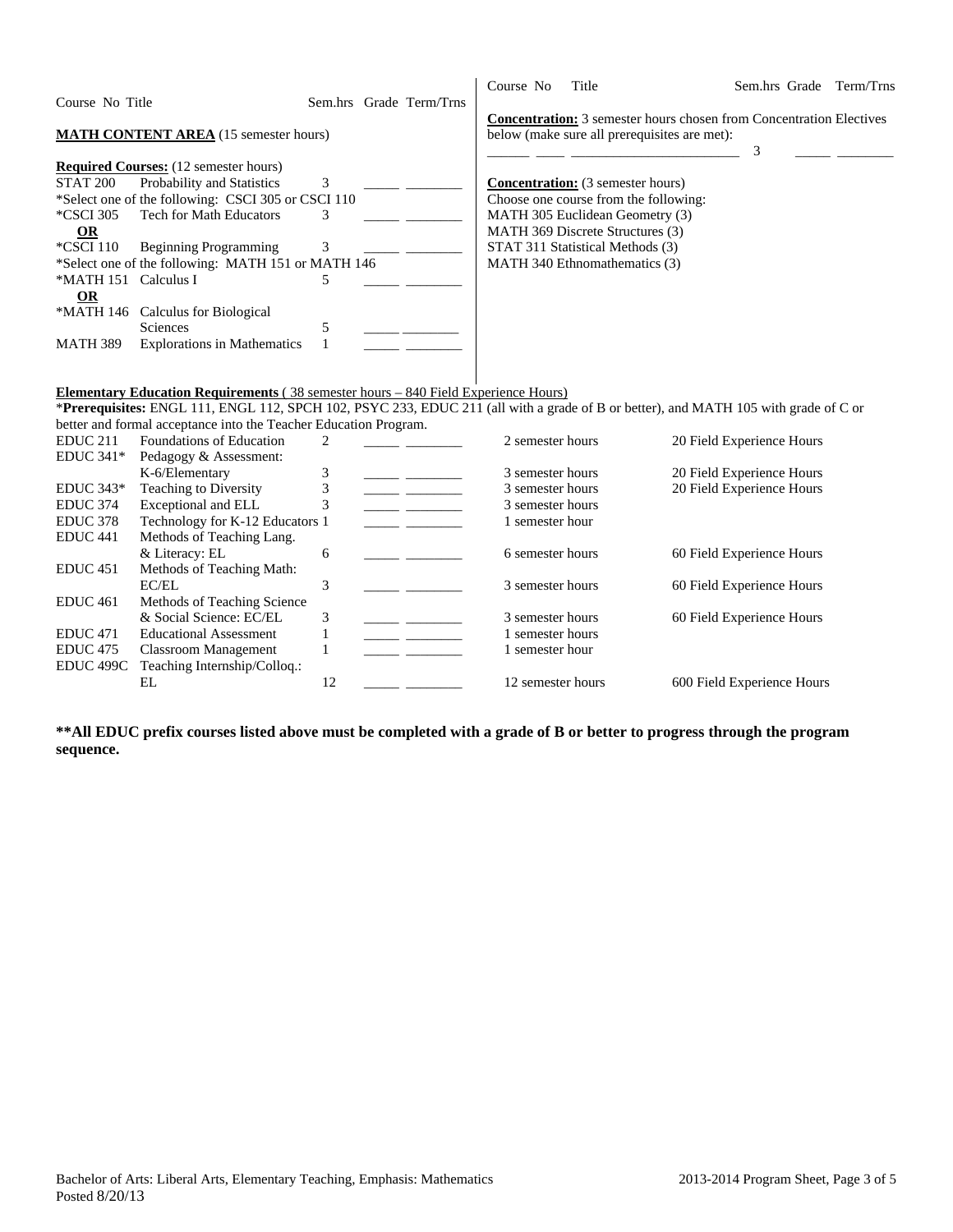| Course No | Title | Sem.hrs | Grade | Term/Trns |
|---|---|---|---|---|

**MATH CONTENT AREA** (15 semester hours)

**Required Courses:** (12 semester hours)

| Course No | Title | Sem.hrs | Grade | Term/Trns |
|---|---|---|---|---|
| STAT 200 | Probability and Statistics | 3 | _____ | ________ |
| *Select one of the following: CSCI 305 or CSCI 110 | | | | |
| *CSCI 305 | Tech for Math Educators | 3 | _____ | ________ |
| **OR** | | | | |
| *CSCI 110 | Beginning Programming | 3 | _____ | ________ |
| *Select one of the following: MATH 151 or MATH 146 | | | | |
| *MATH 151 | Calculus I | 5 | _____ | ________ |
| **OR** | | | | |
| *MATH 146 | Calculus for Biological Sciences | 5 | _____ | ________ |
| MATH 389 | Explorations in Mathematics | 1 | _____ | ________ |

**Concentration:** 3 semester hours chosen from Concentration Electives below (make sure all prerequisites are met):

| Course No | Title | Sem.hrs | Grade | Term/Trns |
|---|---|---|---|---|
| ______ | ____ ________________________ | 3 | _____ | ________ |

**Concentration:** (3 semester hours)
Choose one course from the following:
MATH 305 Euclidean Geometry (3)
MATH 369 Discrete Structures (3)
STAT 311 Statistical Methods (3)
MATH 340 Ethnomathematics (3)

**Elementary Education Requirements** ( 38 semester hours – 840 Field Experience Hours)

\***Prerequisites:** ENGL 111, ENGL 112, SPCH 102, PSYC 233, EDUC 211 (all with a grade of B or better), and MATH 105 with grade of C or better and formal acceptance into the Teacher Education Program.

| Course No | Title | Sem.hrs | Grade | Term/Trns | | |
|---|---|---|---|---|---|---|
| EDUC 211 | Foundations of Education | 2 | _____ | ________ | 2 semester hours | 20 Field Experience Hours |
| EDUC 341* | Pedagogy & Assessment: K-6/Elementary | 3 | _____ | ________ | 3 semester hours | 20 Field Experience Hours |
| EDUC 343* | Teaching to Diversity | 3 | _____ | ________ | 3 semester hours | 20 Field Experience Hours |
| EDUC 374 | Exceptional and ELL | 3 | _____ | ________ | 3 semester hours | |
| EDUC 378 | Technology for K-12 Educators | 1 | _____ | ________ | 1 semester hour | |
| EDUC 441 | Methods of Teaching Lang. & Literacy: EL | 6 | _____ | ________ | 6 semester hours | 60 Field Experience Hours |
| EDUC 451 | Methods of Teaching Math: EC/EL | 3 | _____ | ________ | 3 semester hours | 60 Field Experience Hours |
| EDUC 461 | Methods of Teaching Science & Social Science: EC/EL | 3 | _____ | ________ | 3 semester hours | 60 Field Experience Hours |
| EDUC 471 | Educational Assessment | 1 | _____ | ________ | 1 semester hours | |
| EDUC 475 | Classroom Management | 1 | _____ | ________ | 1 semester hour | |
| EDUC 499C | Teaching Internship/Colloq.: EL | 12 | _____ | ________ | 12 semester hours | 600 Field Experience Hours |

**\*\*All EDUC prefix courses listed above must be completed with a grade of B or better to progress through the program sequence.**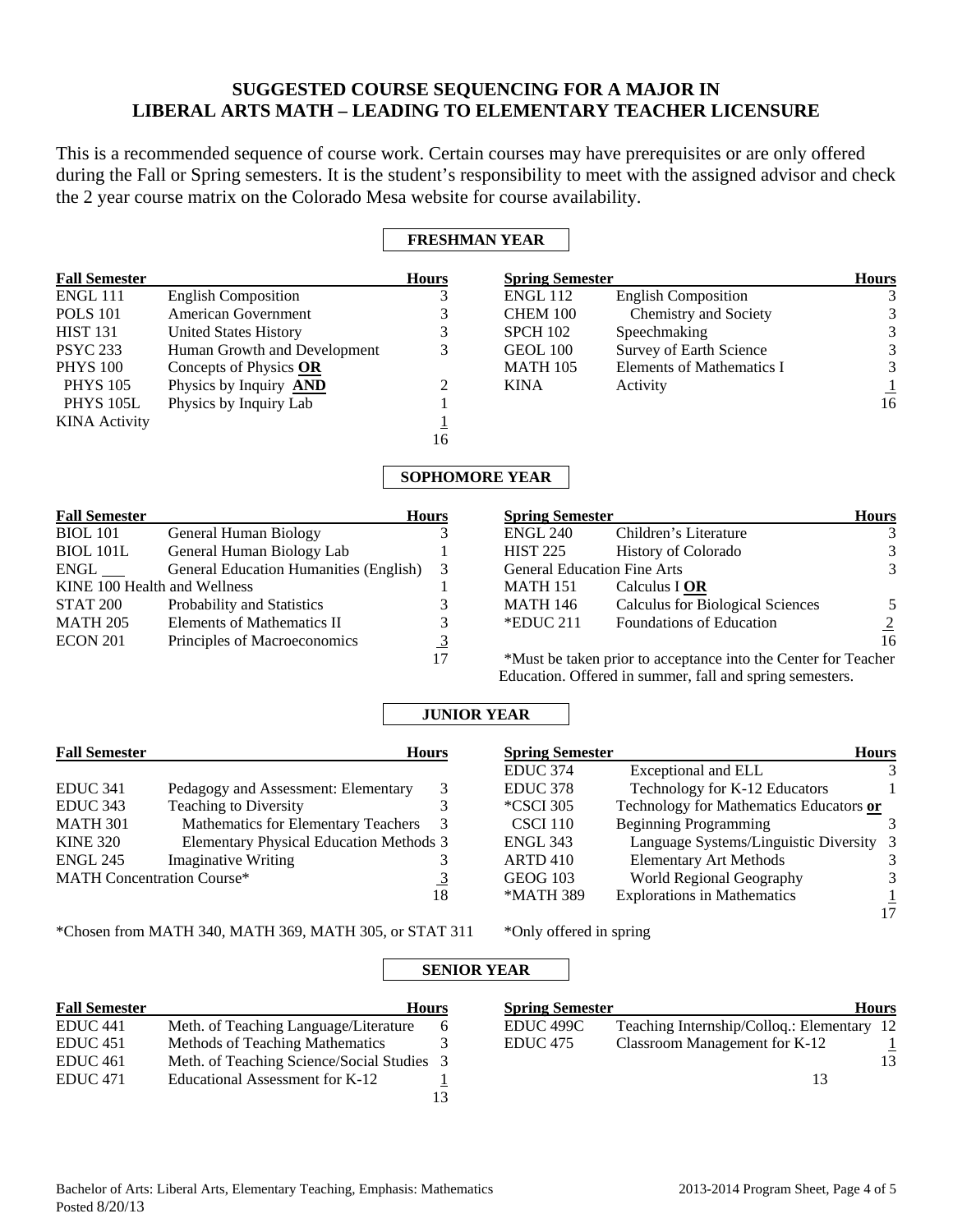# SUGGESTED COURSE SEQUENCING FOR A MAJOR IN LIBERAL ARTS MATH – LEADING TO ELEMENTARY TEACHER LICENSURE

This is a recommended sequence of course work. Certain courses may have prerequisites or are only offered during the Fall or Spring semesters. It is the student's responsibility to meet with the assigned advisor and check the 2 year course matrix on the Colorado Mesa website for course availability.

## FRESHMAN YEAR

| Fall Semester | | Hours |
|---|---|---|
| ENGL 111 | English Composition | 3 |
| POLS 101 | American Government | 3 |
| HIST 131 | United States History | 3 |
| PSYC 233 | Human Growth and Development | 3 |
| PHYS 100 | Concepts of Physics **OR** | |
| PHYS 105 | Physics by Inquiry **AND** | 2 |
| PHYS 105L | Physics by Inquiry Lab | 1 |
| KINA Activity | | 1 |
| | | 16 |

| Spring Semester | | Hours |
|---|---|---|
| ENGL 112 | English Composition | 3 |
| CHEM 100 | Chemistry and Society | 3 |
| SPCH 102 | Speechmaking | 3 |
| GEOL 100 | Survey of Earth Science | 3 |
| MATH 105 | Elements of Mathematics I | 3 |
| KINA | Activity | 1 |
| | | 16 |

## SOPHOMORE YEAR

| Fall Semester | | Hours |
|---|---|---|
| BIOL 101 | General Human Biology | 3 |
| BIOL 101L | General Human Biology Lab | 1 |
| ENGL ___ | General Education Humanities (English) | 3 |
| KINE 100 Health and Wellness | | 1 |
| STAT 200 | Probability and Statistics | 3 |
| MATH 205 | Elements of Mathematics II | 3 |
| ECON 201 | Principles of Macroeconomics | 3 |
| | | 17 |

| Spring Semester | | Hours |
|---|---|---|
| ENGL 240 | Children's Literature | 3 |
| HIST 225 | History of Colorado | 3 |
| General Education Fine Arts | | 3 |
| MATH 151 | Calculus I **OR** | |
| MATH 146 | Calculus for Biological Sciences | 5 |
| *EDUC 211 | Foundations of Education | 2 |
| | | 16 |

*Must be taken prior to acceptance into the Center for Teacher Education. Offered in summer, fall and spring semesters.

## JUNIOR YEAR

| Fall Semester | | Hours |
|---|---|---|
| EDUC 341 | Pedagogy and Assessment: Elementary | 3 |
| EDUC 343 | Teaching to Diversity | 3 |
| MATH 301 | Mathematics for Elementary Teachers | 3 |
| KINE 320 | Elementary Physical Education Methods | 3 |
| ENGL 245 | Imaginative Writing | 3 |
| MATH Concentration Course* | | 3 |
| | | 18 |

*Chosen from MATH 340, MATH 369, MATH 305, or STAT 311

| Spring Semester | | Hours |
|---|---|---|
| EDUC 374 | Exceptional and ELL | 3 |
| EDUC 378 | Technology for K-12 Educators | 1 |
| *CSCI 305 | Technology for Mathematics Educators **or** | |
| CSCI 110 | Beginning Programming | 3 |
| ENGL 343 | Language Systems/Linguistic Diversity | 3 |
| ARTD 410 | Elementary Art Methods | 3 |
| GEOG 103 | World Regional Geography | 3 |
| *MATH 389 | Explorations in Mathematics | 1 |
| | | 17 |

*Only offered in spring

## SENIOR YEAR

| Fall Semester | | Hours |
|---|---|---|
| EDUC 441 | Meth. of Teaching Language/Literature | 6 |
| EDUC 451 | Methods of Teaching Mathematics | 3 |
| EDUC 461 | Meth. of Teaching Science/Social Studies | 3 |
| EDUC 471 | Educational Assessment for K-12 | 1 |
| | | 13 |

| Spring Semester | | Hours |
|---|---|---|
| EDUC 499C | Teaching Internship/Colloq.: Elementary | 12 |
| EDUC 475 | Classroom Management for K-12 | 1 |
| | | 13 |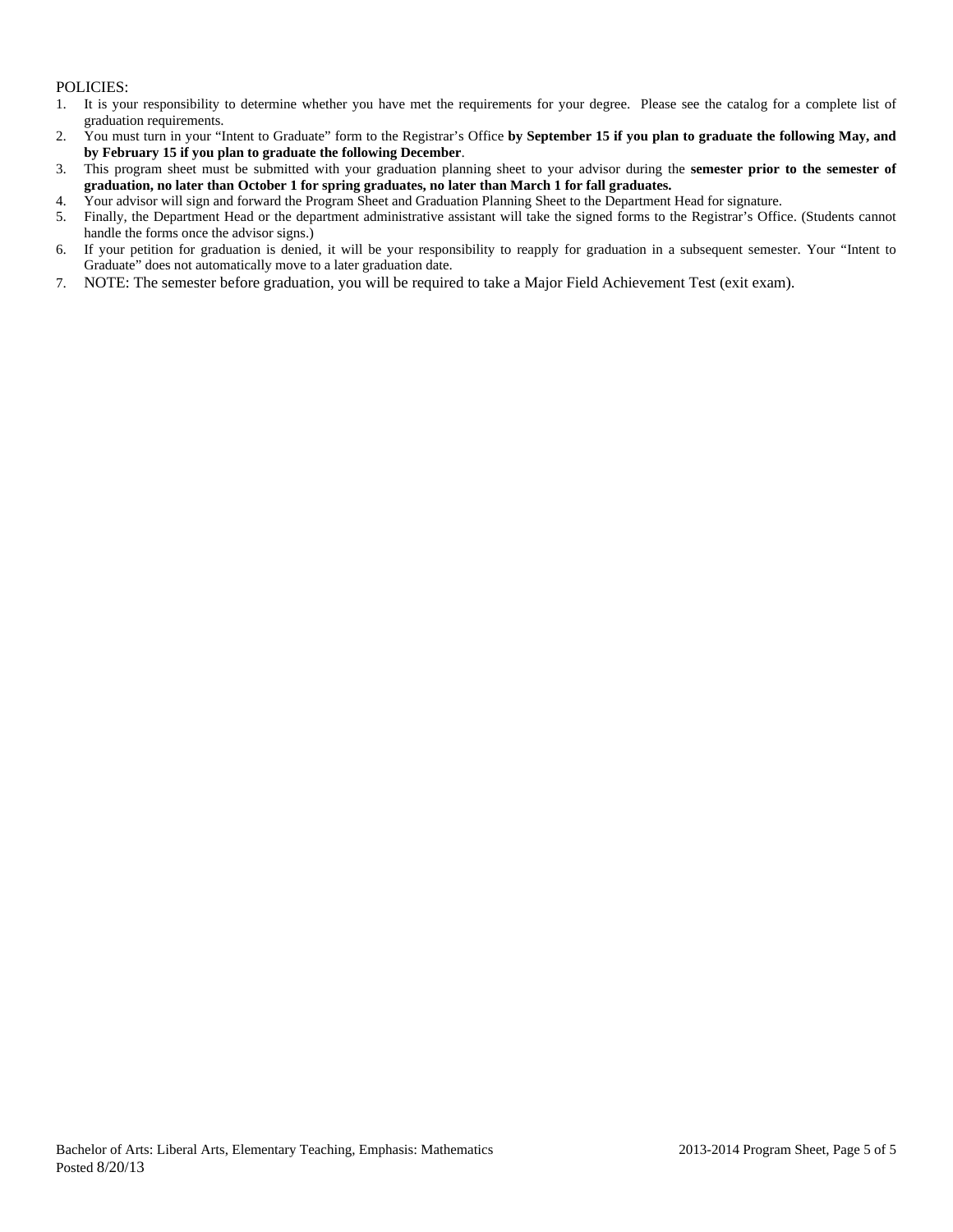POLICIES:

1. It is your responsibility to determine whether you have met the requirements for your degree. Please see the catalog for a complete list of graduation requirements.
2. You must turn in your "Intent to Graduate" form to the Registrar's Office **by September 15 if you plan to graduate the following May, and by February 15 if you plan to graduate the following December**.
3. This program sheet must be submitted with your graduation planning sheet to your advisor during the **semester prior to the semester of graduation, no later than October 1 for spring graduates, no later than March 1 for fall graduates.**
4. Your advisor will sign and forward the Program Sheet and Graduation Planning Sheet to the Department Head for signature.
5. Finally, the Department Head or the department administrative assistant will take the signed forms to the Registrar's Office. (Students cannot handle the forms once the advisor signs.)
6. If your petition for graduation is denied, it will be your responsibility to reapply for graduation in a subsequent semester. Your "Intent to Graduate" does not automatically move to a later graduation date.
7. NOTE: The semester before graduation, you will be required to take a Major Field Achievement Test (exit exam).